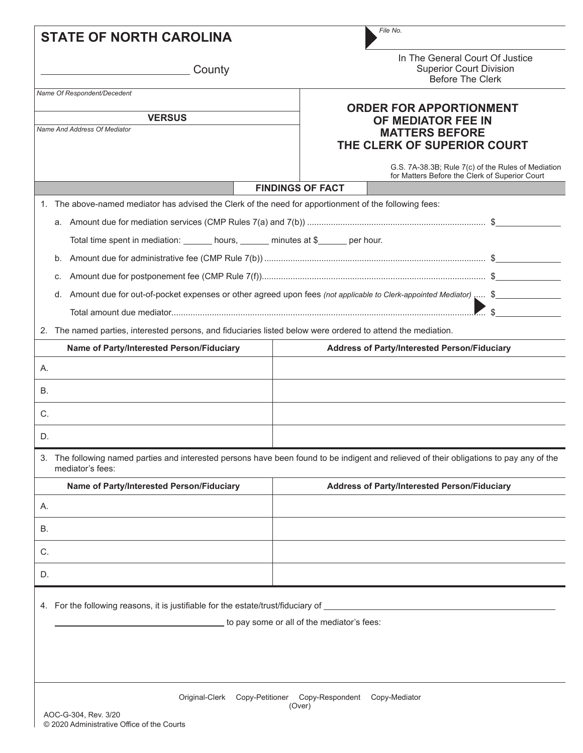**STATE OF NORTH CAROLINA**

File No.

_________________________ County

In The General Court Of Justice
Superior Court Division
Before The Clerk

Name Of Respondent/Decedent

**VERSUS**

Name And Address Of Mediator

# ORDER FOR APPORTIONMENT OF MEDIATOR FEE IN MATTERS BEFORE THE CLERK OF SUPERIOR COURT

G.S. 7A-38.3B; Rule 7(c) of the Rules of Mediation for Matters Before the Clerk of Superior Court

## FINDINGS OF FACT

1. The above-named mediator has advised the Clerk of the need for apportionment of the following fees:

   a. Amount due for mediation services (CMP Rules 7(a) and 7(b)) .......... $__________

      Total time spent in mediation: ______ hours, ______ minutes at $______ per hour.

   b. Amount due for administrative fee (CMP Rule 7(b)) .......... $__________

   c. Amount due for postponement fee (CMP Rule 7(f)).......... $__________

   d. Amount due for out-of-pocket expenses or other agreed upon fees *(not applicable to Clerk-appointed Mediator)* ..... $__________

      Total amount due mediator.......... $__________

2. The named parties, interested persons, and fiduciaries listed below were ordered to attend the mediation.

| Name of Party/Interested Person/Fiduciary | Address of Party/Interested Person/Fiduciary |
|---|---|
| A. | |
| B. | |
| C. | |
| D. | |

3. The following named parties and interested persons have been found to be indigent and relieved of their obligations to pay any of the mediator's fees:

| Name of Party/Interested Person/Fiduciary | Address of Party/Interested Person/Fiduciary |
|---|---|
| A. | |
| B. | |
| C. | |
| D. | |

4. For the following reasons, it is justifiable for the estate/trust/fiduciary of ______________________________

   ______________________________ to pay some or all of the mediator's fees:

Original-Clerk Copy-Petitioner Copy-Respondent Copy-Mediator

(Over)

AOC-G-304, Rev. 3/20
© 2020 Administrative Office of the Courts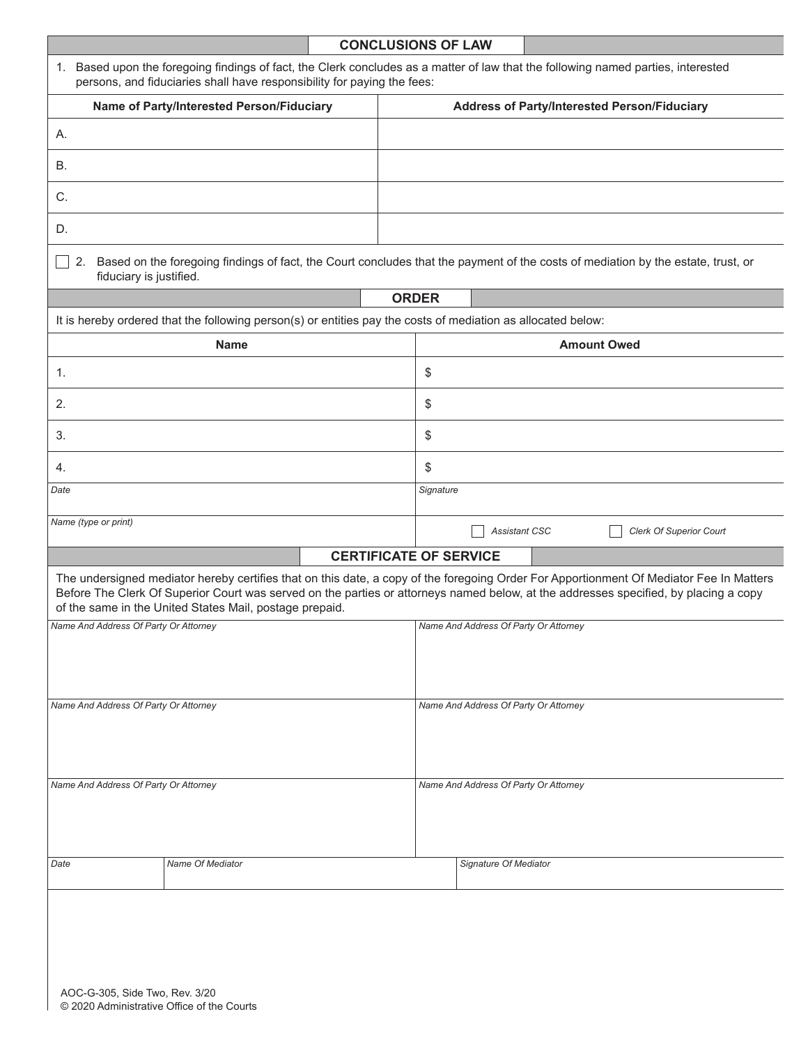## CONCLUSIONS OF LAW

1. Based upon the foregoing findings of fact, the Clerk concludes as a matter of law that the following named parties, interested persons, and fiduciaries shall have responsibility for paying the fees:

| Name of Party/Interested Person/Fiduciary | Address of Party/Interested Person/Fiduciary |
|---|---|
| A. | |
| B. | |
| C. | |
| D. | |

☐ 2. Based on the foregoing findings of fact, the Court concludes that the payment of the costs of mediation by the estate, trust, or fiduciary is justified.

## ORDER

It is hereby ordered that the following person(s) or entities pay the costs of mediation as allocated below:

| Name | Amount Owed |
|---|---|
| 1. | $ |
| 2. | $ |
| 3. | $ |
| 4. | $ |

| | |
|---|---|
| *Date* | *Signature* |
| *Name (type or print)* | ☐ *Assistant CSC* ☐ *Clerk Of Superior Court* |

## CERTIFICATE OF SERVICE

The undersigned mediator hereby certifies that on this date, a copy of the foregoing Order For Apportionment Of Mediator Fee In Matters Before The Clerk Of Superior Court was served on the parties or attorneys named below, at the addresses specified, by placing a copy of the same in the United States Mail, postage prepaid.

| | |
|---|---|
| *Name And Address Of Party Or Attorney* | *Name And Address Of Party Or Attorney* |
| *Name And Address Of Party Or Attorney* | *Name And Address Of Party Or Attorney* |
| *Name And Address Of Party Or Attorney* | *Name And Address Of Party Or Attorney* |

| | | |
|---|---|---|
| *Date* | *Name Of Mediator* | *Signature Of Mediator* |

AOC-G-305, Side Two, Rev. 3/20
© 2020 Administrative Office of the Courts